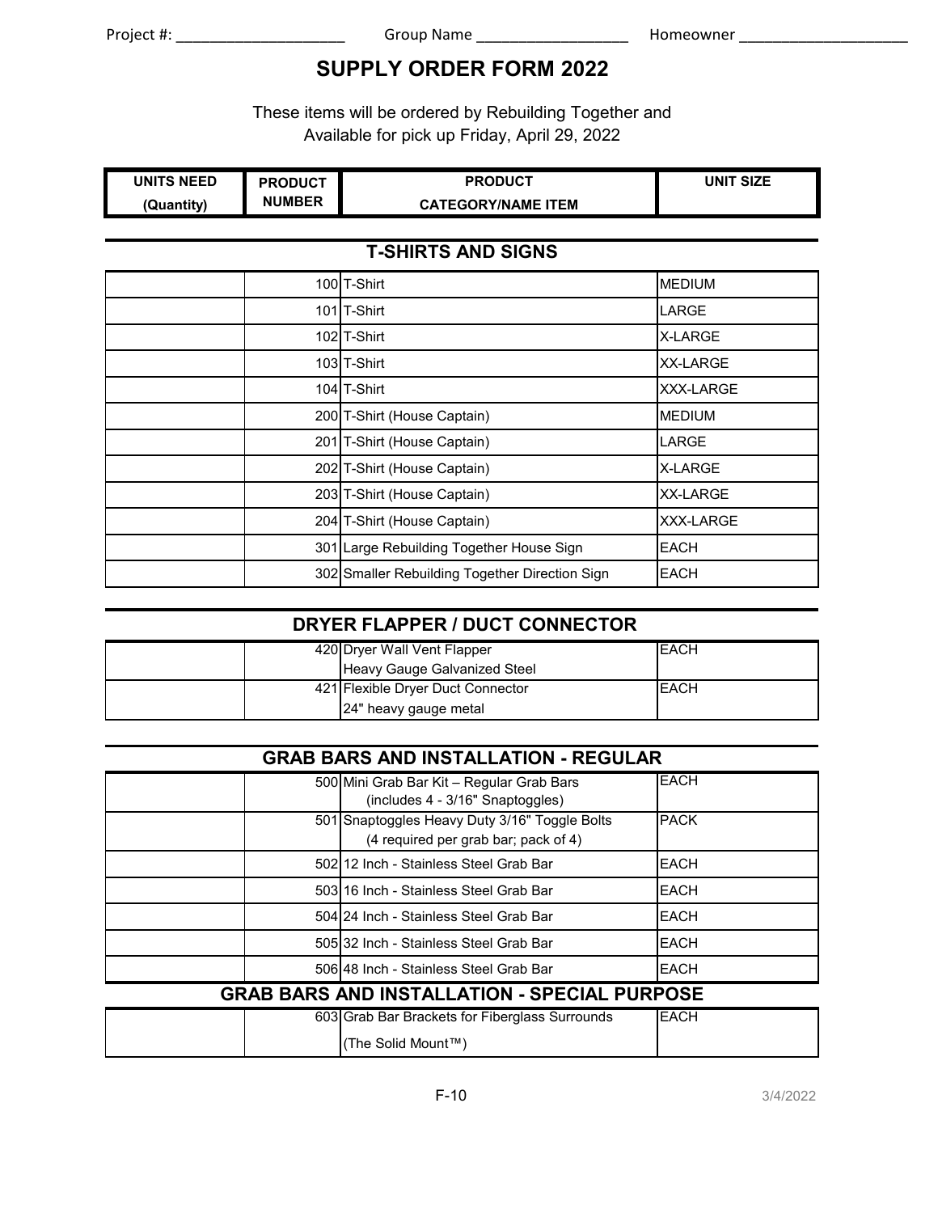Project #: ____________________ Group Name __________________ Homeowner ____________________

# SUPPLY ORDER FORM 2022

These items will be ordered by Rebuilding Together and Available for pick up Friday, April 29, 2022

| UNITS NEED (Quantity) | PRODUCT NUMBER | PRODUCT CATEGORY/NAME ITEM | UNIT SIZE |
|---|---|---|---|
| **T-SHIRTS AND SIGNS** | | | |
| | 100 | T-Shirt | MEDIUM |
| | 101 | T-Shirt | LARGE |
| | 102 | T-Shirt | X-LARGE |
| | 103 | T-Shirt | XX-LARGE |
| | 104 | T-Shirt | XXX-LARGE |
| | 200 | T-Shirt (House Captain) | MEDIUM |
| | 201 | T-Shirt (House Captain) | LARGE |
| | 202 | T-Shirt (House Captain) | X-LARGE |
| | 203 | T-Shirt (House Captain) | XX-LARGE |
| | 204 | T-Shirt (House Captain) | XXX-LARGE |
| | 301 | Large Rebuilding Together House Sign | EACH |
| | 302 | Smaller Rebuilding Together Direction Sign | EACH |
| **DRYER FLAPPER / DUCT CONNECTOR** | | | |
| | 420 | Dryer Wall Vent Flapper Heavy Gauge Galvanized Steel | EACH |
| | 421 | Flexible Dryer Duct Connector 24" heavy gauge metal | EACH |
| **GRAB BARS AND INSTALLATION - REGULAR** | | | |
| | 500 | Mini Grab Bar Kit – Regular Grab Bars (includes 4 - 3/16" Snaptoggles) | EACH |
| | 501 | Snaptoggles Heavy Duty 3/16" Toggle Bolts (4 required per grab bar; pack of 4) | PACK |
| | 502 | 12 Inch - Stainless Steel Grab Bar | EACH |
| | 503 | 16 Inch - Stainless Steel Grab Bar | EACH |
| | 504 | 24 Inch - Stainless Steel Grab Bar | EACH |
| | 505 | 32 Inch - Stainless Steel Grab Bar | EACH |
| | 506 | 48 Inch - Stainless Steel Grab Bar | EACH |
| **GRAB BARS AND INSTALLATION - SPECIAL PURPOSE** | | | |
| | 603 | Grab Bar Brackets for Fiberglass Surrounds (The Solid Mount™) | EACH |

F-10

3/4/2022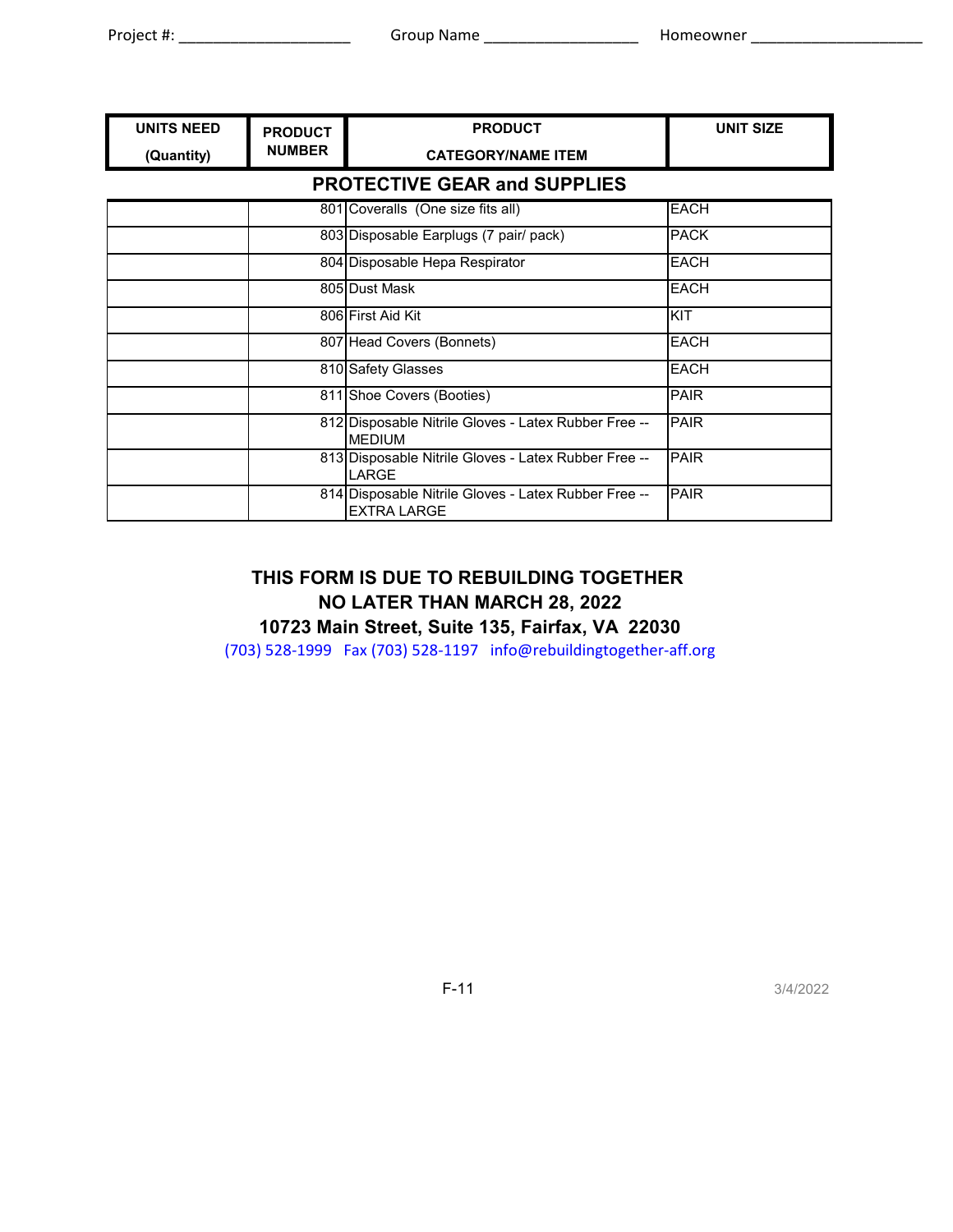Project #: ____________________ Group Name __________________ Homeowner ____________________

| UNITS NEED (Quantity) | PRODUCT NUMBER | PRODUCT CATEGORY/NAME ITEM | UNIT SIZE |
|---|---|---|---|
| | | **PROTECTIVE GEAR and SUPPLIES** | |
| | 801 | Coveralls (One size fits all) | EACH |
| | 803 | Disposable Earplugs (7 pair/ pack) | PACK |
| | 804 | Disposable Hepa Respirator | EACH |
| | 805 | Dust Mask | EACH |
| | 806 | First Aid Kit | KIT |
| | 807 | Head Covers (Bonnets) | EACH |
| | 810 | Safety Glasses | EACH |
| | 811 | Shoe Covers (Booties) | PAIR |
| | 812 | Disposable Nitrile Gloves - Latex Rubber Free -- MEDIUM | PAIR |
| | 813 | Disposable Nitrile Gloves - Latex Rubber Free -- LARGE | PAIR |
| | 814 | Disposable Nitrile Gloves - Latex Rubber Free -- EXTRA LARGE | PAIR |

**THIS FORM IS DUE TO REBUILDING TOGETHER**
**NO LATER THAN MARCH 28, 2022**
**10723 Main Street, Suite 135, Fairfax, VA 22030**
(703) 528-1999 Fax (703) 528-1197 info@rebuildingtogether-aff.org

F-11

3/4/2022